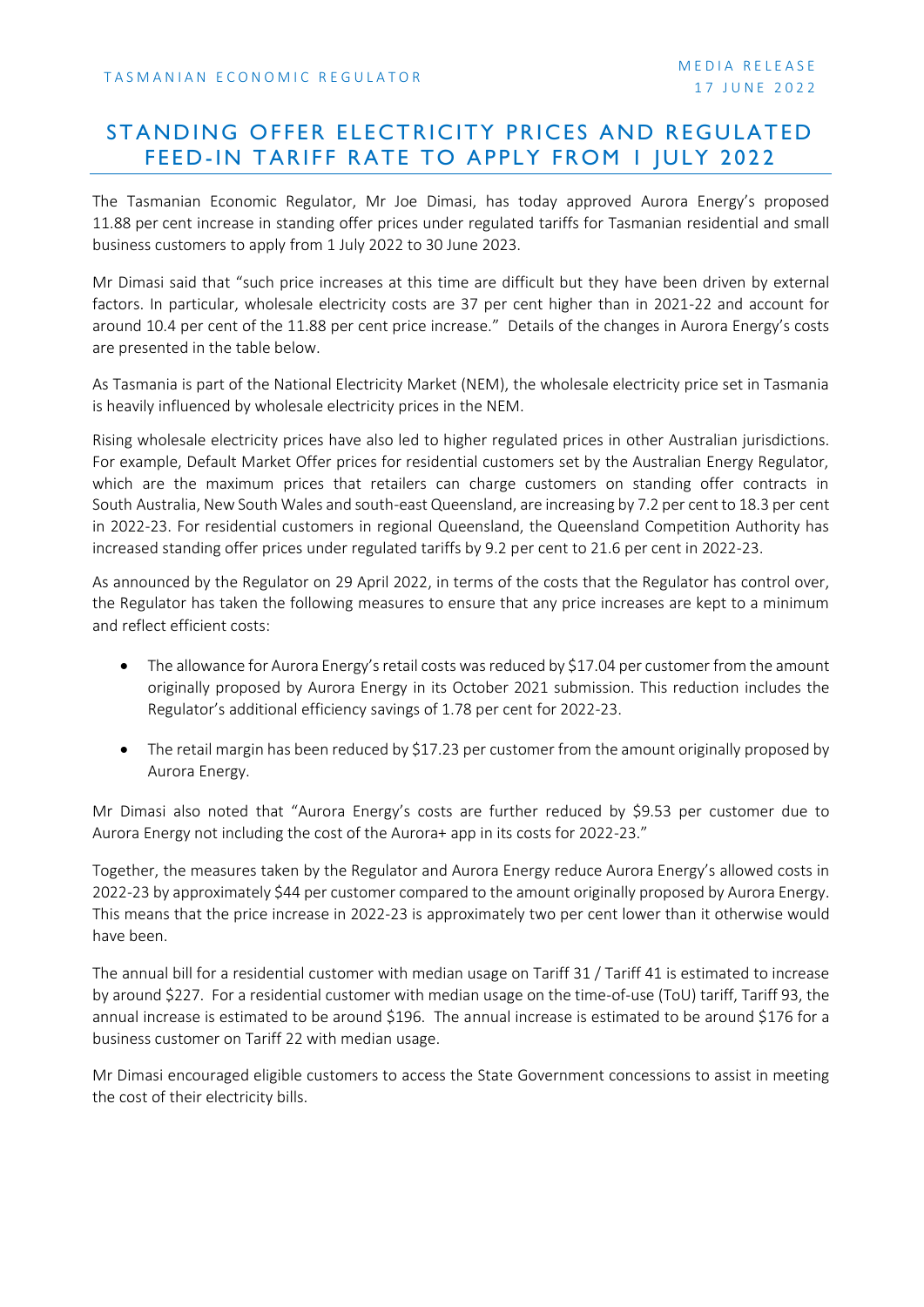TASMANIAN ECONOMIC REGULATOR

MEDIA RELEASE
17 JUNE 2022

# STANDING OFFER ELECTRICITY PRICES AND REGULATED FEED-IN TARIFF RATE TO APPLY FROM 1 JULY 2022

The Tasmanian Economic Regulator, Mr Joe Dimasi, has today approved Aurora Energy's proposed 11.88 per cent increase in standing offer prices under regulated tariffs for Tasmanian residential and small business customers to apply from 1 July 2022 to 30 June 2023.

Mr Dimasi said that "such price increases at this time are difficult but they have been driven by external factors. In particular, wholesale electricity costs are 37 per cent higher than in 2021-22 and account for around 10.4 per cent of the 11.88 per cent price increase." Details of the changes in Aurora Energy's costs are presented in the table below.

As Tasmania is part of the National Electricity Market (NEM), the wholesale electricity price set in Tasmania is heavily influenced by wholesale electricity prices in the NEM.

Rising wholesale electricity prices have also led to higher regulated prices in other Australian jurisdictions. For example, Default Market Offer prices for residential customers set by the Australian Energy Regulator, which are the maximum prices that retailers can charge customers on standing offer contracts in South Australia, New South Wales and south-east Queensland, are increasing by 7.2 per cent to 18.3 per cent in 2022-23. For residential customers in regional Queensland, the Queensland Competition Authority has increased standing offer prices under regulated tariffs by 9.2 per cent to 21.6 per cent in 2022-23.

As announced by the Regulator on 29 April 2022, in terms of the costs that the Regulator has control over, the Regulator has taken the following measures to ensure that any price increases are kept to a minimum and reflect efficient costs:

- The allowance for Aurora Energy's retail costs was reduced by $17.04 per customer from the amount originally proposed by Aurora Energy in its October 2021 submission. This reduction includes the Regulator's additional efficiency savings of 1.78 per cent for 2022-23.
- The retail margin has been reduced by $17.23 per customer from the amount originally proposed by Aurora Energy.

Mr Dimasi also noted that "Aurora Energy's costs are further reduced by $9.53 per customer due to Aurora Energy not including the cost of the Aurora+ app in its costs for 2022-23."

Together, the measures taken by the Regulator and Aurora Energy reduce Aurora Energy's allowed costs in 2022-23 by approximately $44 per customer compared to the amount originally proposed by Aurora Energy. This means that the price increase in 2022-23 is approximately two per cent lower than it otherwise would have been.

The annual bill for a residential customer with median usage on Tariff 31 / Tariff 41 is estimated to increase by around $227. For a residential customer with median usage on the time-of-use (ToU) tariff, Tariff 93, the annual increase is estimated to be around $196. The annual increase is estimated to be around $176 for a business customer on Tariff 22 with median usage.

Mr Dimasi encouraged eligible customers to access the State Government concessions to assist in meeting the cost of their electricity bills.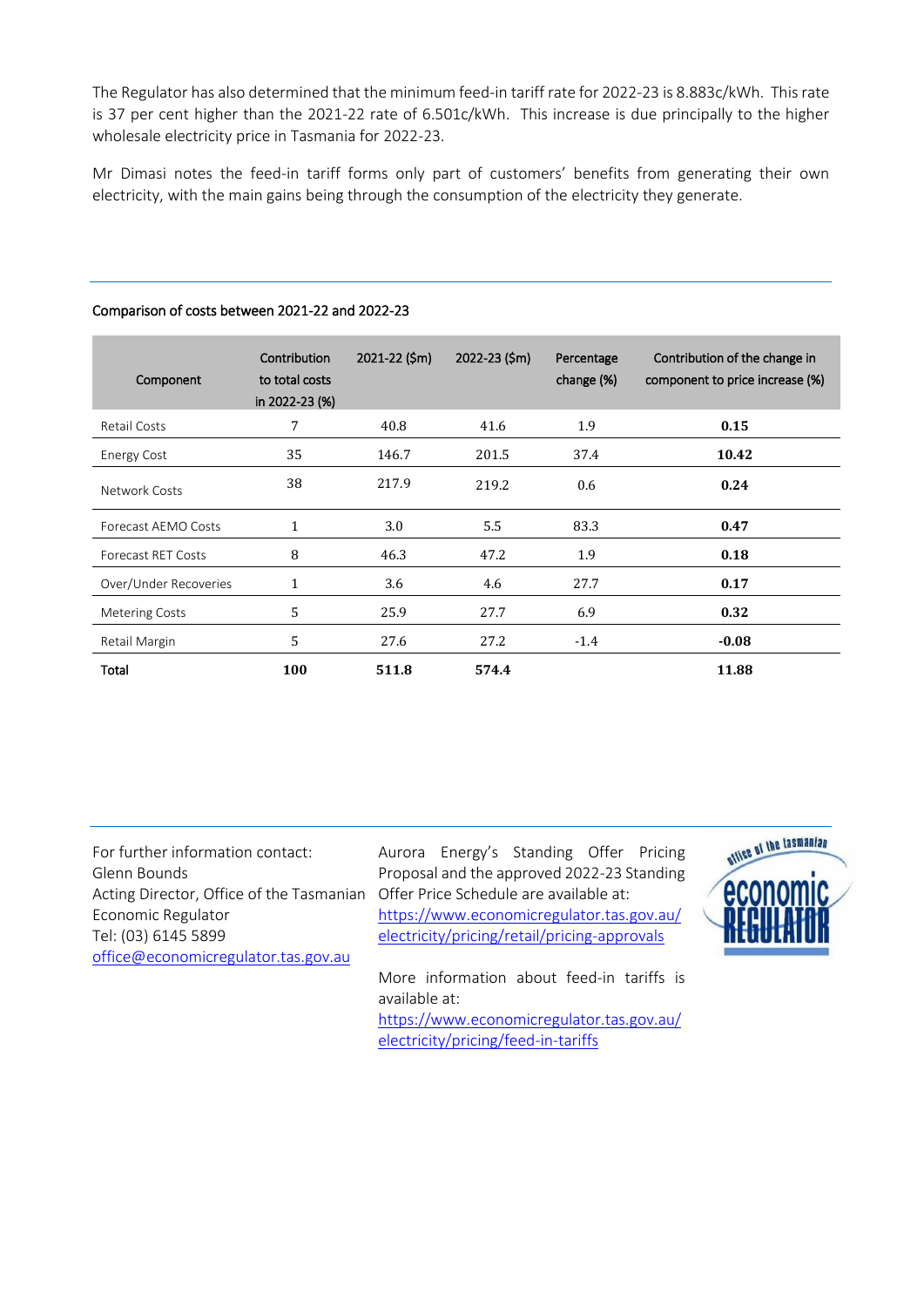The Regulator has also determined that the minimum feed-in tariff rate for 2022-23 is 8.883c/kWh. This rate is 37 per cent higher than the 2021-22 rate of 6.501c/kWh. This increase is due principally to the higher wholesale electricity price in Tasmania for 2022-23.

Mr Dimasi notes the feed-in tariff forms only part of customers' benefits from generating their own electricity, with the main gains being through the consumption of the electricity they generate.

## Comparison of costs between 2021-22 and 2022-23

| Component | Contribution to total costs in 2022-23 (%) | 2021-22 ($m) | 2022-23 ($m) | Percentage change (%) | Contribution of the change in component to price increase (%) |
|---|---|---|---|---|---|
| Retail Costs | 7 | 40.8 | 41.6 | 1.9 | **0.15** |
| Energy Cost | 35 | 146.7 | 201.5 | 37.4 | **10.42** |
| Network Costs | 38 | 217.9 | 219.2 | 0.6 | **0.24** |
| Forecast AEMO Costs | 1 | 3.0 | 5.5 | 83.3 | **0.47** |
| Forecast RET Costs | 8 | 46.3 | 47.2 | 1.9 | **0.18** |
| Over/Under Recoveries | 1 | 3.6 | 4.6 | 27.7 | **0.17** |
| Metering Costs | 5 | 25.9 | 27.7 | 6.9 | **0.32** |
| Retail Margin | 5 | 27.6 | 27.2 | -1.4 | **-0.08** |
| **Total** | **100** | **511.8** | **574.4** | | **11.88** |

For further information contact:
Glenn Bounds
Acting Director, Office of the Tasmanian Economic Regulator
Tel: (03) 6145 5899
office@economicregulator.tas.gov.au

Aurora Energy's Standing Offer Pricing Proposal and the approved 2022-23 Standing Offer Price Schedule are available at: https://www.economicregulator.tas.gov.au/electricity/pricing/retail/pricing-approvals

More information about feed-in tariffs is available at: https://www.economicregulator.tas.gov.au/electricity/pricing/feed-in-tariffs